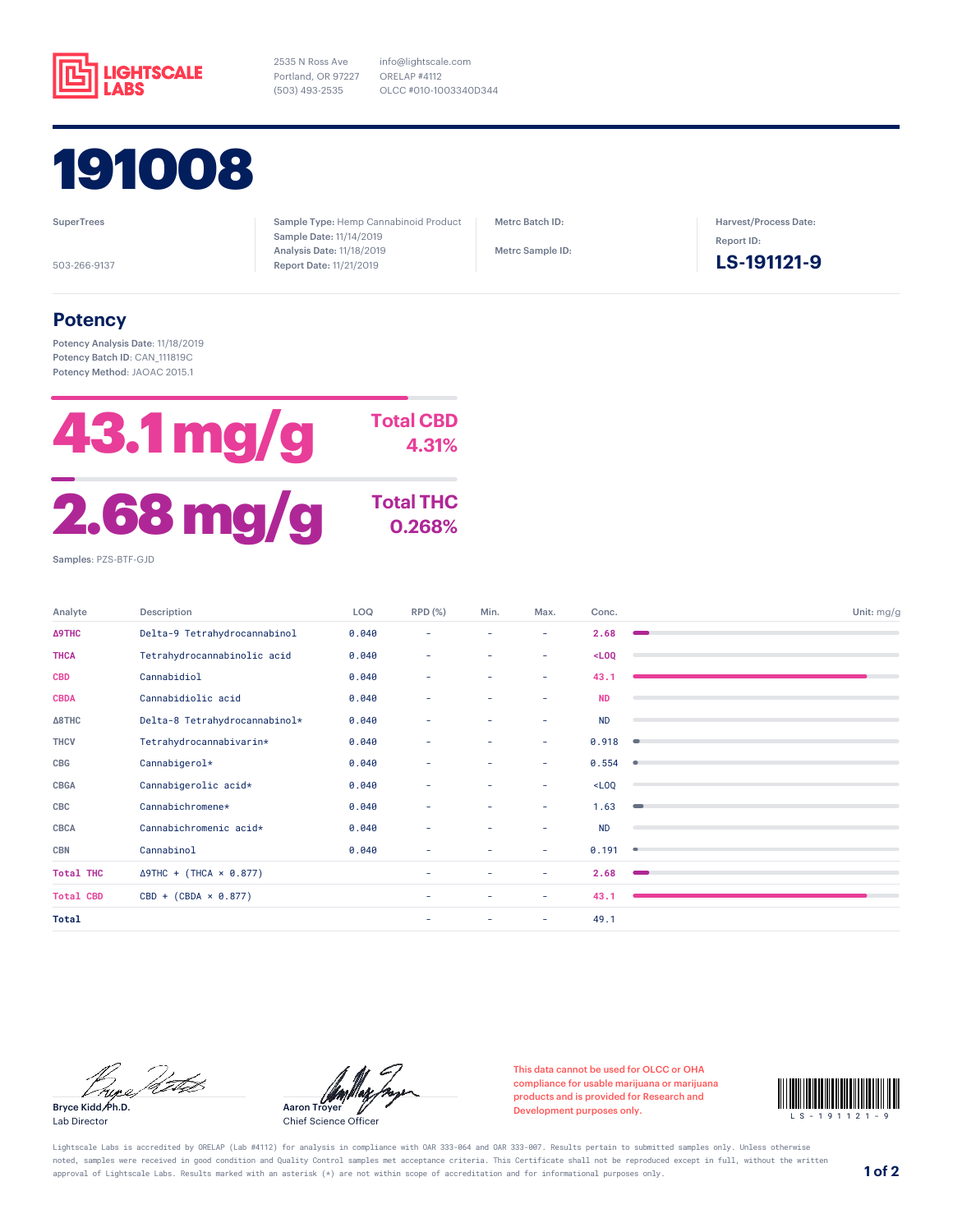**LIGHTSCALE LABS**

2535 N Ross Ave
Portland, OR 97227
(503) 493-2535

info@lightscale.com
ORELAP #4112
OLCC #010-1003340D344

# 191008

SuperTrees

503-266-9137

**Sample Type:** Hemp Cannabinoid Product
**Sample Date:** 11/14/2019
**Analysis Date:** 11/18/2019
**Report Date:** 11/21/2019

**Metrc Batch ID:**

**Metrc Sample ID:**

**Harvest/Process Date:**

**Report ID:**

**LS-191121-9**

## Potency

**Potency Analysis Date:** 11/18/2019
**Potency Batch ID:** CAN_111819C
**Potency Method:** JAOAC 2015.1

**43.1 mg/g** — **Total CBD 4.31%**

**2.68 mg/g** — **Total THC 0.268%**

**Samples:** PZS-BTF-GJD

| Analyte | Description | LOQ | RPD (%) | Min. | Max. | Conc. |
|---|---|---|---|---|---|---|
| Δ9THC | Delta-9 Tetrahydrocannabinol | 0.040 | – | – | – | 2.68 |
| THCA | Tetrahydrocannabinolic acid | 0.040 | – | – | – | <LOQ |
| CBD | Cannabidiol | 0.040 | – | – | – | 43.1 |
| CBDA | Cannabidiolic acid | 0.040 | – | – | – | ND |
| Δ8THC | Delta-8 Tetrahydrocannabinol* | 0.040 | – | – | – | ND |
| THCV | Tetrahydrocannabivarin* | 0.040 | – | – | – | 0.918 |
| CBG | Cannabigerol* | 0.040 | – | – | – | 0.554 |
| CBGA | Cannabigerolic acid* | 0.040 | – | – | – | <LOQ |
| CBC | Cannabichromene* | 0.040 | – | – | – | 1.63 |
| CBCA | Cannabichromenic acid* | 0.040 | – | – | – | ND |
| CBN | Cannabinol | 0.040 | – | – | – | 0.191 |
| Total THC | Δ9THC + (THCA × 0.877) | | – | – | – | 2.68 |
| Total CBD | CBD + (CBDA × 0.877) | | – | – | – | 43.1 |
| **Total** | | | – | – | – | 49.1 |

Unit: mg/g

Bryce Kidd, Ph.D.
Lab Director

Aaron Troyer
Chief Science Officer

This data cannot be used for OLCC or OHA compliance for usable marijuana or marijuana products and is provided for Research and Development purposes only.

LS-191121-9

Lightscale Labs is accredited by ORELAP (Lab #4112) for analysis in compliance with OAR 333-064 and OAR 333-007. Results pertain to submitted samples only. Unless otherwise noted, samples were received in good condition and Quality Control samples met acceptance criteria. This Certificate shall not be reproduced except in full, without the written approval of Lightscale Labs. Results marked with an asterisk (*) are not within scope of accreditation and for informational purposes only.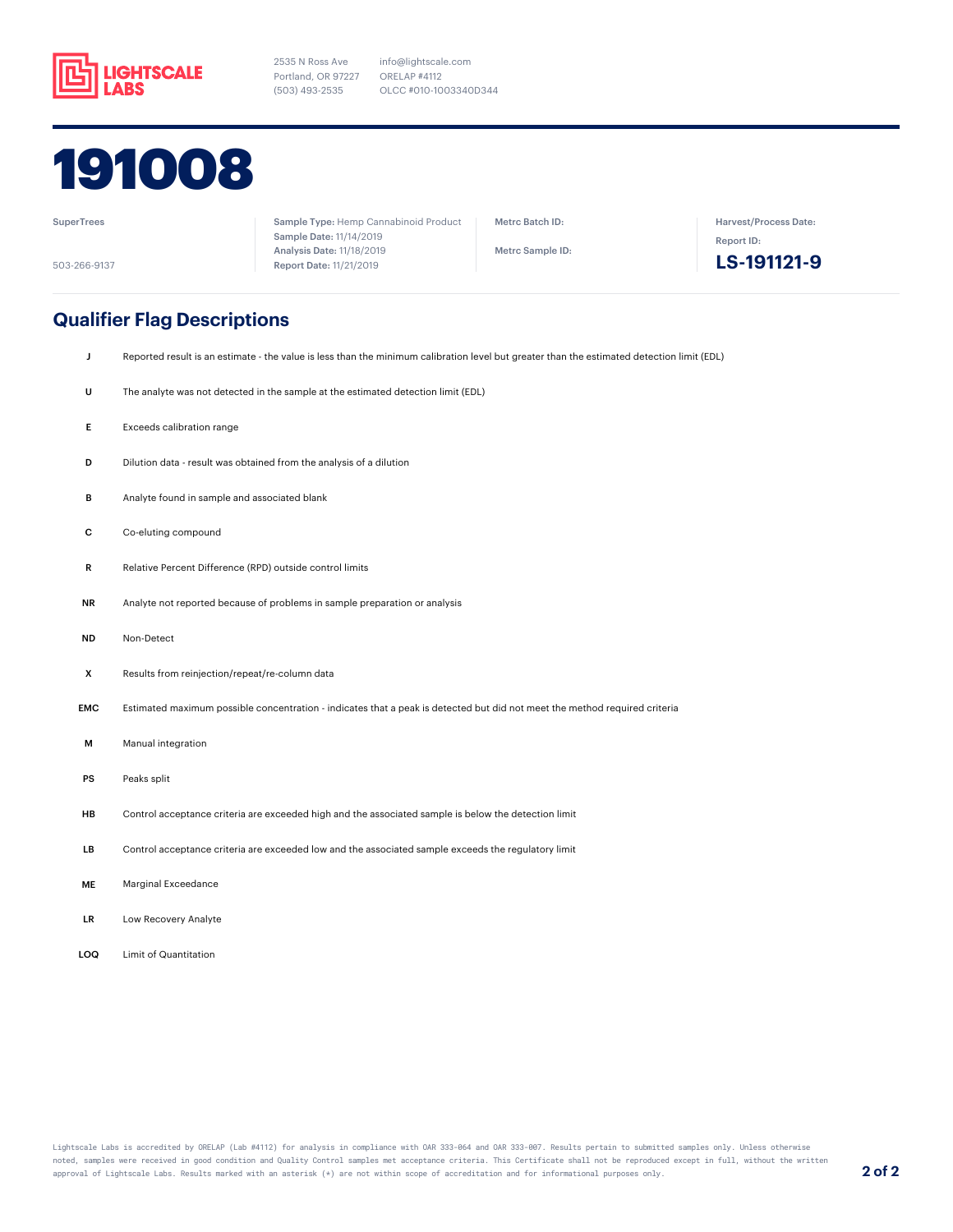LIGHTSCALE LABS

2535 N Ross Ave
Portland, OR 97227
(503) 493-2535

info@lightscale.com
ORELAP #4112
OLCC #010-1003340D344

# 191008

SuperTrees

503-266-9137

**Sample Type:** Hemp Cannabinoid Product
**Sample Date:** 11/14/2019
**Analysis Date:** 11/18/2019
**Report Date:** 11/21/2019

**Metrc Batch ID:**

**Metrc Sample ID:**

**Harvest/Process Date:**

**Report ID:**

**LS-191121-9**

## Qualifier Flag Descriptions

| | |
|---|---|
| J | Reported result is an estimate - the value is less than the minimum calibration level but greater than the estimated detection limit (EDL) |
| U | The analyte was not detected in the sample at the estimated detection limit (EDL) |
| E | Exceeds calibration range |
| D | Dilution data - result was obtained from the analysis of a dilution |
| B | Analyte found in sample and associated blank |
| C | Co-eluting compound |
| R | Relative Percent Difference (RPD) outside control limits |
| NR | Analyte not reported because of problems in sample preparation or analysis |
| ND | Non-Detect |
| X | Results from reinjection/repeat/re-column data |
| EMC | Estimated maximum possible concentration - indicates that a peak is detected but did not meet the method required criteria |
| M | Manual integration |
| PS | Peaks split |
| HB | Control acceptance criteria are exceeded high and the associated sample is below the detection limit |
| LB | Control acceptance criteria are exceeded low and the associated sample exceeds the regulatory limit |
| ME | Marginal Exceedance |
| LR | Low Recovery Analyte |
| LOQ | Limit of Quantitation |

Lightscale Labs is accredited by ORELAP (Lab #4112) for analysis in compliance with OAR 333-064 and OAR 333-007. Results pertain to submitted samples only. Unless otherwise noted, samples were received in good condition and Quality Control samples met acceptance criteria. This Certificate shall not be reproduced except in full, without the written approval of Lightscale Labs. Results marked with an asterisk (*) are not within scope of accreditation and for informational purposes only.